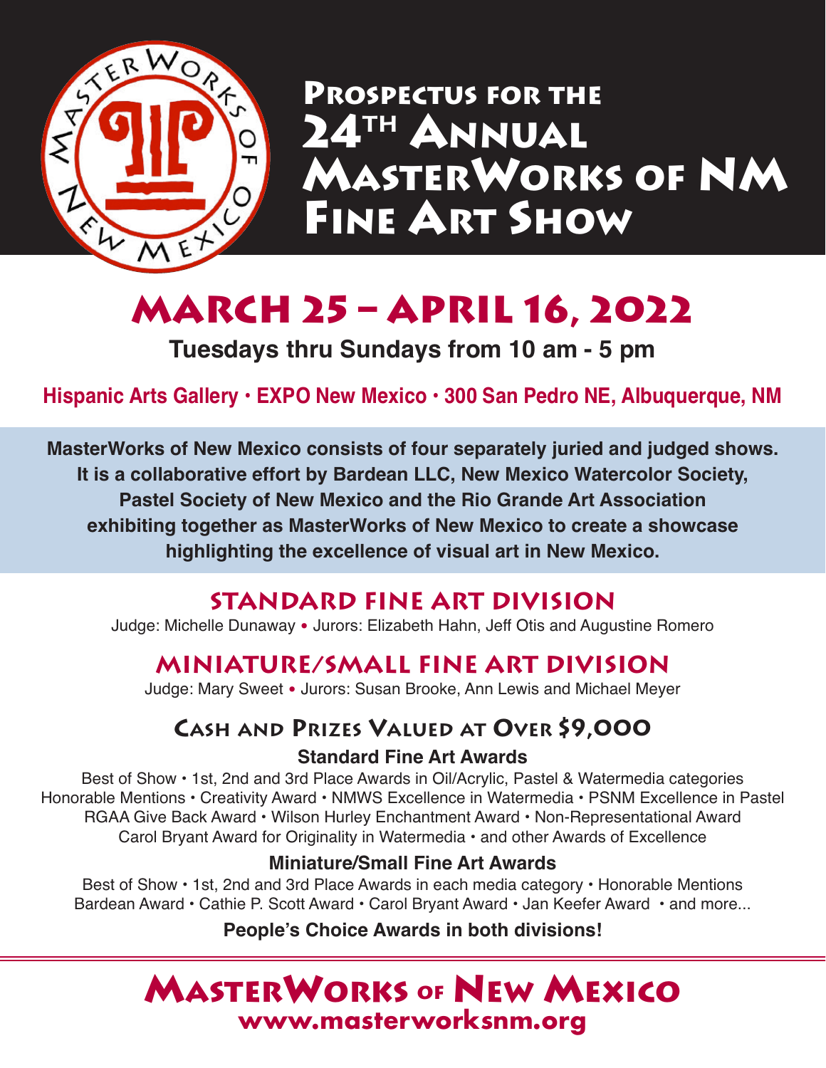# Prospectus for the 24th Annual MasterWorks of NM Fine Art Show

## March 25 – April 16, 2022

**Tuesdays thru Sundays from 10 am - 5 pm**

**Hispanic Arts Gallery • EXPO New Mexico • 300 San Pedro NE, Albuquerque, NM**

**MasterWorks of New Mexico consists of four separately juried and judged shows. It is a collaborative effort by Bardean LLC, New Mexico Watercolor Society, Pastel Society of New Mexico and the Rio Grande Art Association exhibiting together as MasterWorks of New Mexico to create a showcase highlighting the excellence of visual art in New Mexico.**

## Standard Fine Art Division

Judge: Michelle Dunaway • Jurors: Elizabeth Hahn, Jeff Otis and Augustine Romero

## Miniature/Small Fine Art Division

Judge: Mary Sweet • Jurors: Susan Brooke, Ann Lewis and Michael Meyer

## Cash and Prizes Valued at Over $9,000

### Standard Fine Art Awards

Best of Show • 1st, 2nd and 3rd Place Awards in Oil/Acrylic, Pastel & Watermedia categories
Honorable Mentions • Creativity Award • NMWS Excellence in Watermedia • PSNM Excellence in Pastel
RGAA Give Back Award • Wilson Hurley Enchantment Award • Non-Representational Award
Carol Bryant Award for Originality in Watermedia • and other Awards of Excellence

### Miniature/Small Fine Art Awards

Best of Show • 1st, 2nd and 3rd Place Awards in each media category • Honorable Mentions
Bardean Award • Cathie P. Scott Award • Carol Bryant Award • Jan Keefer Award • and more...

**People's Choice Awards in both divisions!**

## MasterWorks of New Mexico

**www.masterworksnm.org**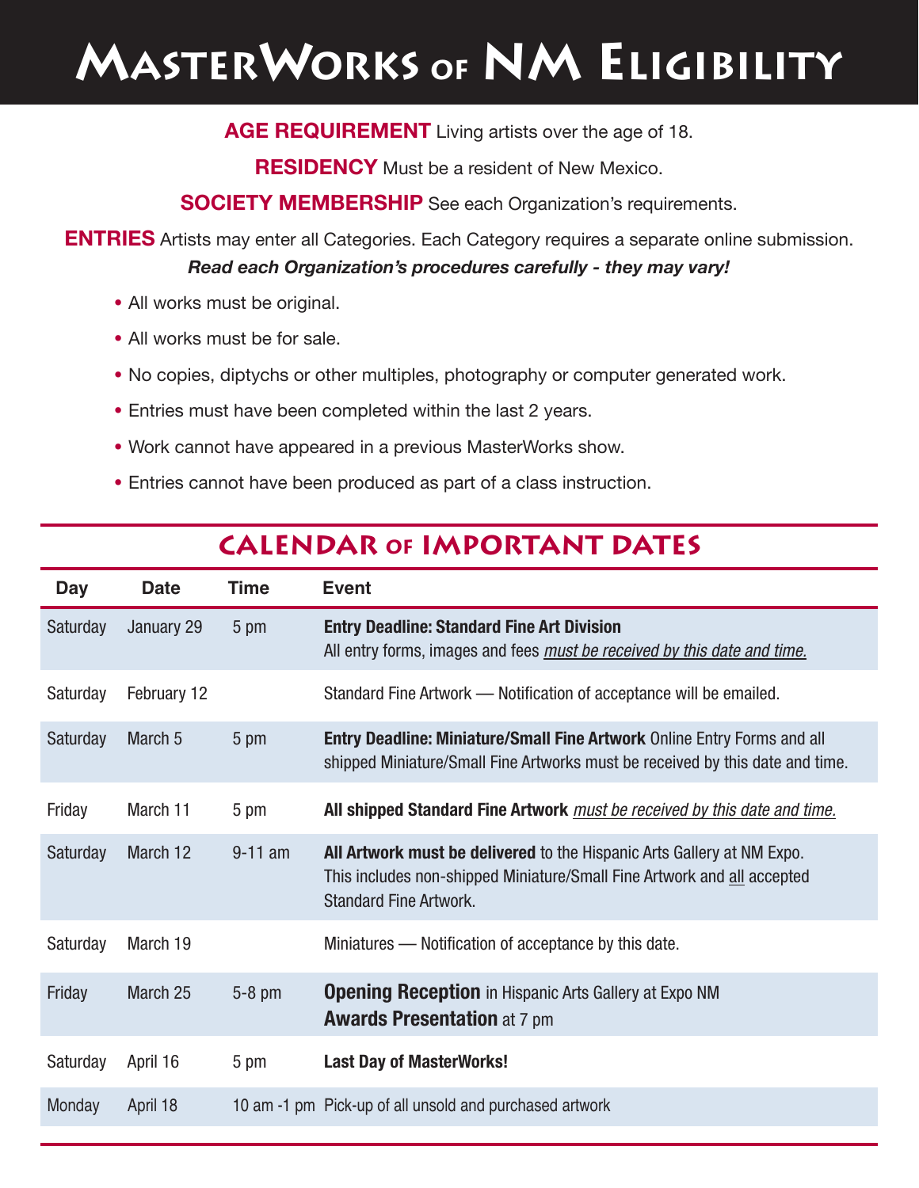# MasterWorks of NM Eligibility

**AGE REQUIREMENT** Living artists over the age of 18.

**RESIDENCY** Must be a resident of New Mexico.

**SOCIETY MEMBERSHIP** See each Organization's requirements.

**ENTRIES** Artists may enter all Categories. Each Category requires a separate online submission.

***Read each Organization's procedures carefully - they may vary!***

- All works must be original.
- All works must be for sale.
- No copies, diptychs or other multiples, photography or computer generated work.
- Entries must have been completed within the last 2 years.
- Work cannot have appeared in a previous MasterWorks show.
- Entries cannot have been produced as part of a class instruction.

## CALENDAR of IMPORTANT DATES

| Day | Date | Time | Event |
|---|---|---|---|
| Saturday | January 29 | 5 pm | **Entry Deadline: Standard Fine Art Division** All entry forms, images and fees *must be received by this date and time.* |
| Saturday | February 12 | | Standard Fine Artwork — Notification of acceptance will be emailed. |
| Saturday | March 5 | 5 pm | **Entry Deadline: Miniature/Small Fine Artwork** Online Entry Forms and all shipped Miniature/Small Fine Artworks must be received by this date and time. |
| Friday | March 11 | 5 pm | **All shipped Standard Fine Artwork** *must be received by this date and time.* |
| Saturday | March 12 | 9-11 am | **All Artwork must be delivered** to the Hispanic Arts Gallery at NM Expo. This includes non-shipped Miniature/Small Fine Artwork and all accepted Standard Fine Artwork. |
| Saturday | March 19 | | Miniatures — Notification of acceptance by this date. |
| Friday | March 25 | 5-8 pm | **Opening Reception** in Hispanic Arts Gallery at Expo NM **Awards Presentation** at 7 pm |
| Saturday | April 16 | 5 pm | **Last Day of MasterWorks!** |
| Monday | April 18 | 10 am -1 pm | Pick-up of all unsold and purchased artwork |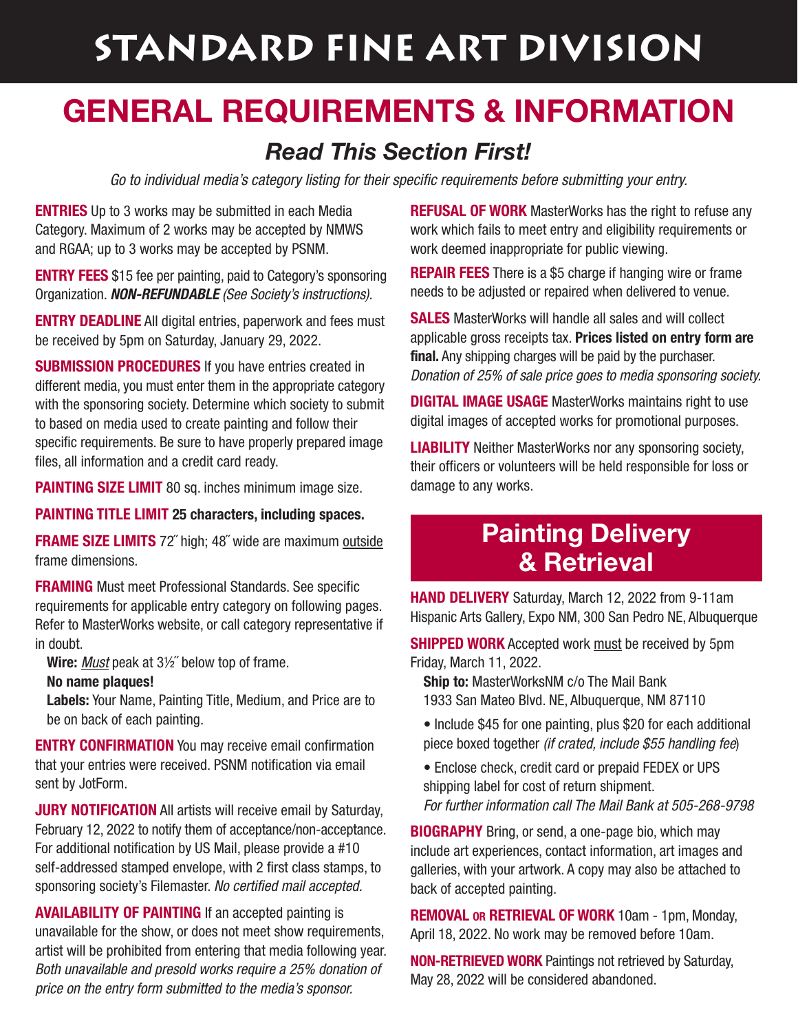# STANDARD FINE ART DIVISION

## GENERAL REQUIREMENTS & INFORMATION

### *Read This Section First!*

*Go to individual media's category listing for their specific requirements before submitting your entry.*

**ENTRIES** Up to 3 works may be submitted in each Media Category. Maximum of 2 works may be accepted by NMWS and RGAA; up to 3 works may be accepted by PSNM.

**ENTRY FEES** $15 fee per painting, paid to Category's sponsoring Organization. ***NON-REFUNDABLE*** *(See Society's instructions).*

**ENTRY DEADLINE** All digital entries, paperwork and fees must be received by 5pm on Saturday, January 29, 2022.

**SUBMISSION PROCEDURES** If you have entries created in different media, you must enter them in the appropriate category with the sponsoring society. Determine which society to submit to based on media used to create painting and follow their specific requirements. Be sure to have properly prepared image files, all information and a credit card ready.

**PAINTING SIZE LIMIT** 80 sq. inches minimum image size.

**PAINTING TITLE LIMIT** **25 characters, including spaces.**

**FRAME SIZE LIMITS** 72˝ high; 48˝ wide are maximum outside frame dimensions.

**FRAMING** Must meet Professional Standards. See specific requirements for applicable entry category on following pages. Refer to MasterWorks website, or call category representative if in doubt.

**Wire:** *Must* peak at 3½˝ below top of frame.

**No name plaques!**

**Labels:** Your Name, Painting Title, Medium, and Price are to be on back of each painting.

**ENTRY CONFIRMATION** You may receive email confirmation that your entries were received. PSNM notification via email sent by JotForm.

**JURY NOTIFICATION** All artists will receive email by Saturday, February 12, 2022 to notify them of acceptance/non-acceptance. For additional notification by US Mail, please provide a #10 self-addressed stamped envelope, with 2 first class stamps, to sponsoring society's Filemaster. *No certified mail accepted.*

**AVAILABILITY OF PAINTING** If an accepted painting is unavailable for the show, or does not meet show requirements, artist will be prohibited from entering that media following year. *Both unavailable and presold works require a 25% donation of price on the entry form submitted to the media's sponsor.*

**REFUSAL OF WORK** MasterWorks has the right to refuse any work which fails to meet entry and eligibility requirements or work deemed inappropriate for public viewing.

**REPAIR FEES** There is a $5 charge if hanging wire or frame needs to be adjusted or repaired when delivered to venue.

**SALES** MasterWorks will handle all sales and will collect applicable gross receipts tax. **Prices listed on entry form are final.** Any shipping charges will be paid by the purchaser. *Donation of 25% of sale price goes to media sponsoring society.*

**DIGITAL IMAGE USAGE** MasterWorks maintains right to use digital images of accepted works for promotional purposes.

**LIABILITY** Neither MasterWorks nor any sponsoring society, their officers or volunteers will be held responsible for loss or damage to any works.

## Painting Delivery & Retrieval

**HAND DELIVERY** Saturday, March 12, 2022 from 9-11am Hispanic Arts Gallery, Expo NM, 300 San Pedro NE, Albuquerque

**SHIPPED WORK** Accepted work must be received by 5pm Friday, March 11, 2022.

**Ship to:** MasterWorksNM c/o The Mail Bank
1933 San Mateo Blvd. NE, Albuquerque, NM 87110

- Include $45 for one painting, plus $20 for each additional piece boxed together *(if crated, include $55 handling fee)*
- Enclose check, credit card or prepaid FEDEX or UPS shipping label for cost of return shipment.

*For further information call The Mail Bank at 505-268-9798*

**BIOGRAPHY** Bring, or send, a one-page bio, which may include art experiences, contact information, art images and galleries, with your artwork. A copy may also be attached to back of accepted painting.

**REMOVAL OR RETRIEVAL OF WORK** 10am - 1pm, Monday, April 18, 2022. No work may be removed before 10am.

**NON-RETRIEVED WORK** Paintings not retrieved by Saturday, May 28, 2022 will be considered abandoned.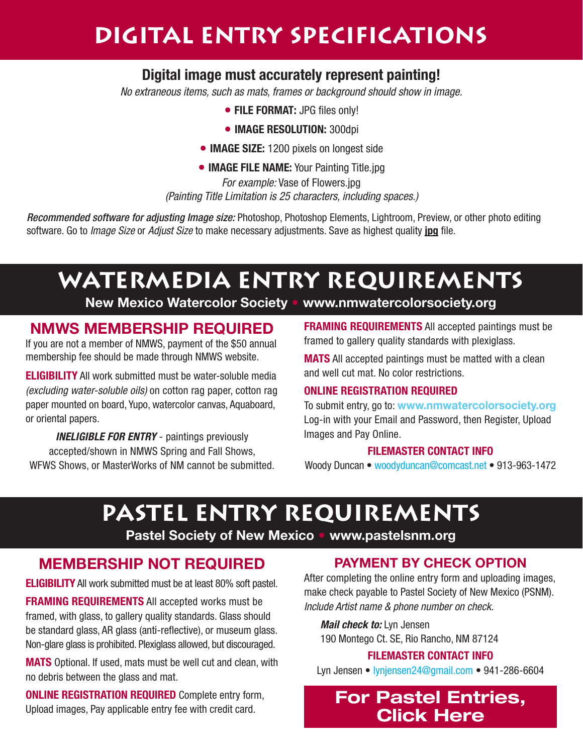# DIGITAL ENTRY SPECIFICATIONS

**Digital image must accurately represent painting!**

*No extraneous items, such as mats, frames or background should show in image.*

- **FILE FORMAT:** JPG files only!
- **IMAGE RESOLUTION:** 300dpi
- **IMAGE SIZE:** 1200 pixels on longest side
- **IMAGE FILE NAME:** Your Painting Title.jpg

*For example:* Vase of Flowers.jpg

*(Painting Title Limitation is 25 characters, including spaces.)*

*Recommended software for adjusting Image size:* Photoshop, Photoshop Elements, Lightroom, Preview, or other photo editing software. Go to *Image Size* or *Adjust Size* to make necessary adjustments. Save as highest quality **jpg** file.

# WATERMEDIA ENTRY REQUIREMENTS

**New Mexico Watercolor Society • www.nmwatercolorsociety.org**

## NMWS MEMBERSHIP REQUIRED

If you are not a member of NMWS, payment of the $50 annual membership fee should be made through NMWS website.

**ELIGIBILITY** All work submitted must be water-soluble media *(excluding water-soluble oils)* on cotton rag paper, cotton rag paper mounted on board, Yupo, watercolor canvas, Aquaboard, or oriental papers.

***INELIGIBLE FOR ENTRY*** - paintings previously accepted/shown in NMWS Spring and Fall Shows, WFWS Shows, or MasterWorks of NM cannot be submitted.

**FRAMING REQUIREMENTS** All accepted paintings must be framed to gallery quality standards with plexiglass.

**MATS** All accepted paintings must be matted with a clean and well cut mat. No color restrictions.

**ONLINE REGISTRATION REQUIRED**

To submit entry, go to: **www.nmwatercolorsociety.org** Log-in with your Email and Password, then Register, Upload Images and Pay Online.

**FILEMASTER CONTACT INFO**

Woody Duncan • woodyduncan@comcast.net • 913-963-1472

# PASTEL ENTRY REQUIREMENTS

**Pastel Society of New Mexico • www.pastelsnm.org**

## MEMBERSHIP NOT REQUIRED

**ELIGIBILITY** All work submitted must be at least 80% soft pastel.

**FRAMING REQUIREMENTS** All accepted works must be framed, with glass, to gallery quality standards. Glass should be standard glass, AR glass (anti-reflective), or museum glass. Non-glare glass is prohibited. Plexiglass allowed, but discouraged.

**MATS** Optional. If used, mats must be well cut and clean, with no debris between the glass and mat.

**ONLINE REGISTRATION REQUIRED** Complete entry form, Upload images, Pay applicable entry fee with credit card.

## PAYMENT BY CHECK OPTION

After completing the online entry form and uploading images, make check payable to Pastel Society of New Mexico (PSNM). *Include Artist name & phone number on check.*

***Mail check to:*** Lyn Jensen
190 Montego Ct. SE, Rio Rancho, NM 87124

**FILEMASTER CONTACT INFO**

Lyn Jensen • lynjensen24@gmail.com • 941-286-6604

**For Pastel Entries, Click Here**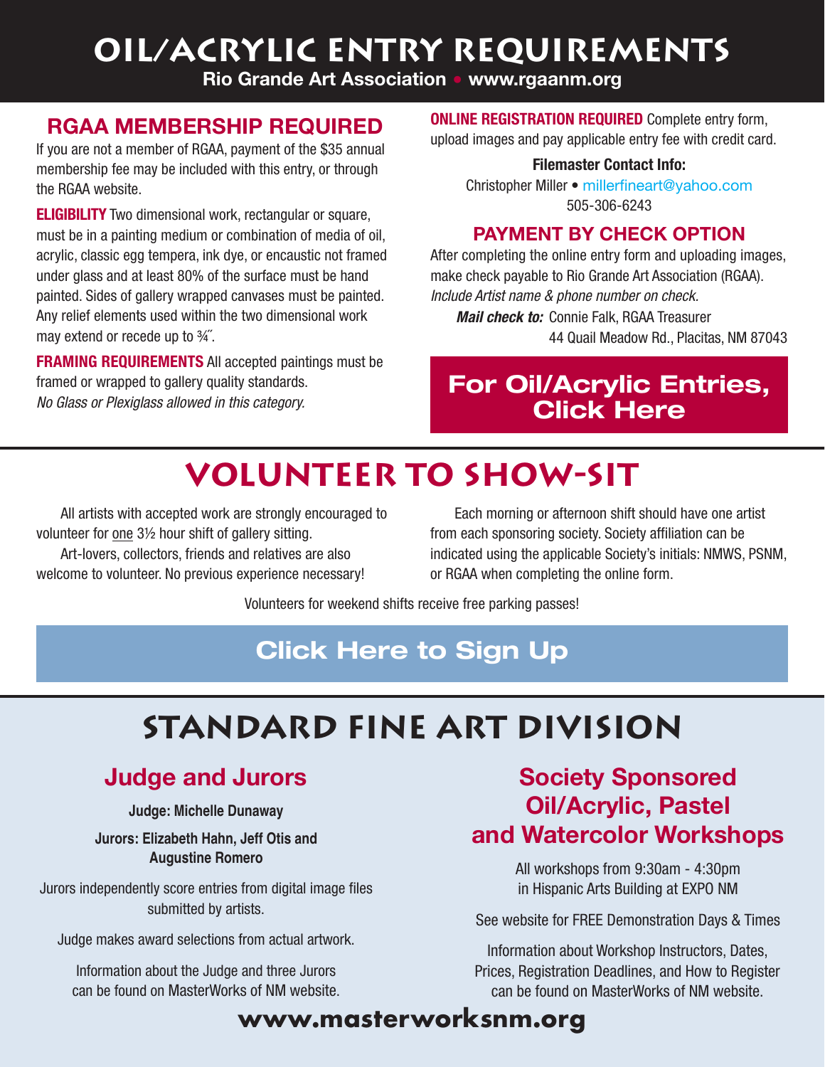# OIL/ACRYLIC ENTRY REQUIREMENTS

**Rio Grande Art Association • www.rgaanm.org**

## RGAA MEMBERSHIP REQUIRED

If you are not a member of RGAA, payment of the $35 annual membership fee may be included with this entry, or through the RGAA website.

**ELIGIBILITY** Two dimensional work, rectangular or square, must be in a painting medium or combination of media of oil, acrylic, classic egg tempera, ink dye, or encaustic not framed under glass and at least 80% of the surface must be hand painted. Sides of gallery wrapped canvases must be painted. Any relief elements used within the two dimensional work may extend or recede up to ¾˝.

**FRAMING REQUIREMENTS** All accepted paintings must be framed or wrapped to gallery quality standards. *No Glass or Plexiglass allowed in this category.*

**ONLINE REGISTRATION REQUIRED** Complete entry form, upload images and pay applicable entry fee with credit card.

**Filemaster Contact Info:**
Christopher Miller • millerfineart@yahoo.com
505-306-6243

## PAYMENT BY CHECK OPTION

After completing the online entry form and uploading images, make check payable to Rio Grande Art Association (RGAA). *Include Artist name & phone number on check.*

***Mail check to:*** Connie Falk, RGAA Treasurer
44 Quail Meadow Rd., Placitas, NM 87043

**For Oil/Acrylic Entries, Click Here**

# VOLUNTEER TO SHOW-SIT

All artists with accepted work are strongly encouraged to volunteer for one 3½ hour shift of gallery sitting.

Art-lovers, collectors, friends and relatives are also welcome to volunteer. No previous experience necessary!

Each morning or afternoon shift should have one artist from each sponsoring society. Society affiliation can be indicated using the applicable Society's initials: NMWS, PSNM, or RGAA when completing the online form.

Volunteers for weekend shifts receive free parking passes!

**Click Here to Sign Up**

# STANDARD FINE ART DIVISION

## Judge and Jurors

**Judge: Michelle Dunaway**

**Jurors: Elizabeth Hahn, Jeff Otis and Augustine Romero**

Jurors independently score entries from digital image files submitted by artists.

Judge makes award selections from actual artwork.

Information about the Judge and three Jurors can be found on MasterWorks of NM website.

## Society Sponsored Oil/Acrylic, Pastel and Watercolor Workshops

All workshops from 9:30am - 4:30pm in Hispanic Arts Building at EXPO NM

See website for FREE Demonstration Days & Times

Information about Workshop Instructors, Dates, Prices, Registration Deadlines, and How to Register can be found on MasterWorks of NM website.

**www.masterworksnm.org**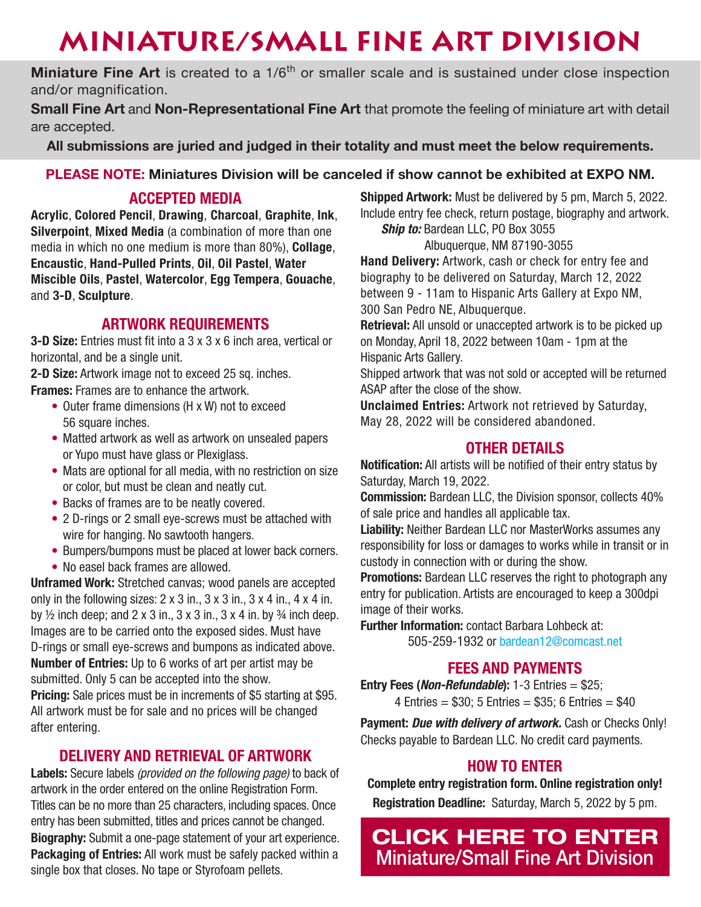# MINIATURE/SMALL FINE ART DIVISION

**Miniature Fine Art** is created to a 1/6th or smaller scale and is sustained under close inspection and/or magnification.

**Small Fine Art** and **Non-Representational Fine Art** that promote the feeling of miniature art with detail are accepted.

**All submissions are juried and judged in their totality and must meet the below requirements.**

**PLEASE NOTE: Miniatures Division will be canceled if show cannot be exhibited at EXPO NM.**

## ACCEPTED MEDIA

**Acrylic**, **Colored Pencil**, **Drawing**, **Charcoal**, **Graphite**, **Ink**, **Silverpoint**, **Mixed Media** (a combination of more than one media in which no one medium is more than 80%), **Collage**, **Encaustic**, **Hand-Pulled Prints**, **Oil**, **Oil Pastel**, **Water Miscible Oils**, **Pastel**, **Watercolor**, **Egg Tempera**, **Gouache**, and **3-D**, **Sculpture**.

## ARTWORK REQUIREMENTS

**3-D Size:** Entries must fit into a 3 x 3 x 6 inch area, vertical or horizontal, and be a single unit.

**2-D Size:** Artwork image not to exceed 25 sq. inches.

**Frames:** Frames are to enhance the artwork.

- Outer frame dimensions (H x W) not to exceed 56 square inches.
- Matted artwork as well as artwork on unsealed papers or Yupo must have glass or Plexiglass.
- Mats are optional for all media, with no restriction on size or color, but must be clean and neatly cut.
- Backs of frames are to be neatly covered.
- 2 D-rings or 2 small eye-screws must be attached with wire for hanging. No sawtooth hangers.
- Bumpers/bumpons must be placed at lower back corners.
- No easel back frames are allowed.

**Unframed Work:** Stretched canvas; wood panels are accepted only in the following sizes: 2 x 3 in., 3 x 3 in., 3 x 4 in., 4 x 4 in. by ½ inch deep; and 2 x 3 in., 3 x 3 in., 3 x 4 in. by ¾ inch deep. Images are to be carried onto the exposed sides. Must have D-rings or small eye-screws and bumpons as indicated above.

**Number of Entries:** Up to 6 works of art per artist may be submitted. Only 5 can be accepted into the show.

**Pricing:** Sale prices must be in increments of $5 starting at $95. All artwork must be for sale and no prices will be changed after entering.

## DELIVERY AND RETRIEVAL OF ARTWORK

**Labels:** Secure labels *(provided on the following page)* to back of artwork in the order entered on the online Registration Form. Titles can be no more than 25 characters, including spaces. Once entry has been submitted, titles and prices cannot be changed.

**Biography:** Submit a one-page statement of your art experience.

**Packaging of Entries:** All work must be safely packed within a single box that closes. No tape or Styrofoam pellets.

**Shipped Artwork:** Must be delivered by 5 pm, March 5, 2022. Include entry fee check, return postage, biography and artwork.

***Ship to:*** Bardean LLC, PO Box 3055
Albuquerque, NM 87190-3055

**Hand Delivery:** Artwork, cash or check for entry fee and biography to be delivered on Saturday, March 12, 2022 between 9 - 11am to Hispanic Arts Gallery at Expo NM, 300 San Pedro NE, Albuquerque.

**Retrieval:** All unsold or unaccepted artwork is to be picked up on Monday, April 18, 2022 between 10am - 1pm at the Hispanic Arts Gallery.

Shipped artwork that was not sold or accepted will be returned ASAP after the close of the show.

**Unclaimed Entries:** Artwork not retrieved by Saturday, May 28, 2022 will be considered abandoned.

## OTHER DETAILS

**Notification:** All artists will be notified of their entry status by Saturday, March 19, 2022.

**Commission:** Bardean LLC, the Division sponsor, collects 40% of sale price and handles all applicable tax.

**Liability:** Neither Bardean LLC nor MasterWorks assumes any responsibility for loss or damages to works while in transit or in custody in connection with or during the show.

**Promotions:** Bardean LLC reserves the right to photograph any entry for publication. Artists are encouraged to keep a 300dpi image of their works.

**Further Information:** contact Barbara Lohbeck at:
505-259-1932 or bardean12@comcast.net

## FEES AND PAYMENTS

**Entry Fees (*Non-Refundable*):** 1-3 Entries = $25;
4 Entries = $30; 5 Entries = $35; 6 Entries = $40

**Payment:** ***Due with delivery of artwork.*** Cash or Checks Only! Checks payable to Bardean LLC. No credit card payments.

## HOW TO ENTER

**Complete entry registration form. Online registration only!**

**Registration Deadline:** Saturday, March 5, 2022 by 5 pm.

**CLICK HERE TO ENTER**
Miniature/Small Fine Art Division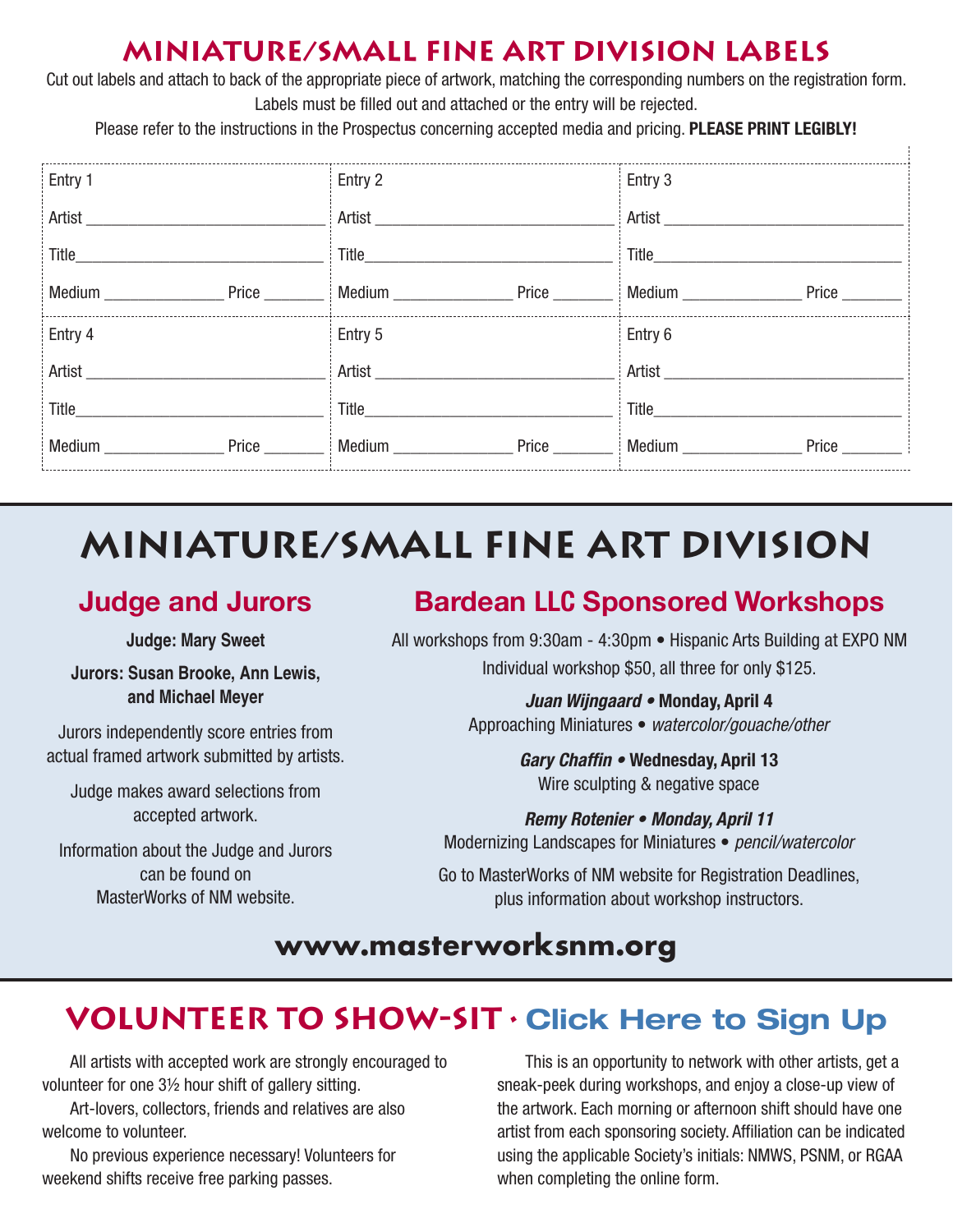# Miniature/Small Fine Art Division Labels

Cut out labels and attach to back of the appropriate piece of artwork, matching the corresponding numbers on the registration form. Labels must be filled out and attached or the entry will be rejected.

Please refer to the instructions in the Prospectus concerning accepted media and pricing. **PLEASE PRINT LEGIBLY!**

| | | |
|---|---|---|
| Entry 1 | Entry 2 | Entry 3 |
| Artist ____________________ | Artist ____________________ | Artist ____________________ |
| Title____________________ | Title____________________ | Title____________________ |
| Medium __________ Price _______ | Medium __________ Price _______ | Medium __________ Price _______ |
| Entry 4 | Entry 5 | Entry 6 |
| Artist ____________________ | Artist ____________________ | Artist ____________________ |
| Title____________________ | Title____________________ | Title____________________ |
| Medium __________ Price _______ | Medium __________ Price _______ | Medium __________ Price _______ |

# Miniature/Small Fine Art Division

## Judge and Jurors

**Judge: Mary Sweet**

**Jurors: Susan Brooke, Ann Lewis, and Michael Meyer**

Jurors independently score entries from actual framed artwork submitted by artists.

Judge makes award selections from accepted artwork.

Information about the Judge and Jurors can be found on MasterWorks of NM website.

## Bardean LLC Sponsored Workshops

All workshops from 9:30am - 4:30pm • Hispanic Arts Building at EXPO NM

Individual workshop $50, all three for only $125.

***Juan Wijngaard* • Monday, April 4**
Approaching Miniatures • *watercolor/gouache/other*

***Gary Chaffin* • Wednesday, April 13**
Wire sculpting & negative space

***Remy Rotenier • Monday, April 11***
Modernizing Landscapes for Miniatures • *pencil/watercolor*

Go to MasterWorks of NM website for Registration Deadlines, plus information about workshop instructors.

**www.masterworksnm.org**

## Volunteer to Show-Sit • Click Here to Sign Up

All artists with accepted work are strongly encouraged to volunteer for one 3½ hour shift of gallery sitting.

Art-lovers, collectors, friends and relatives are also welcome to volunteer.

No previous experience necessary! Volunteers for weekend shifts receive free parking passes.

This is an opportunity to network with other artists, get a sneak-peek during workshops, and enjoy a close-up view of the artwork. Each morning or afternoon shift should have one artist from each sponsoring society. Affiliation can be indicated using the applicable Society's initials: NMWS, PSNM, or RGAA when completing the online form.